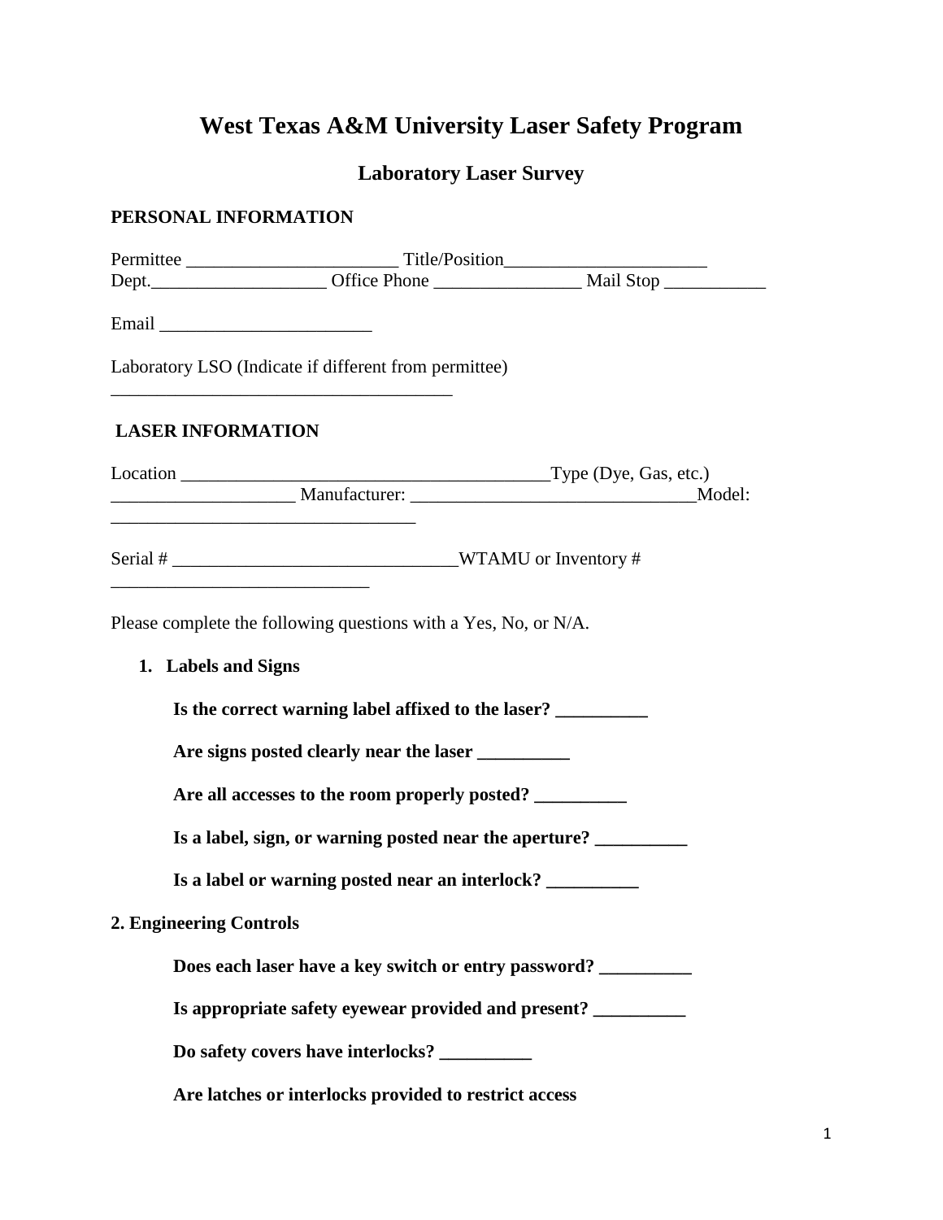# West Texas A&M University Laser Safety Program

## Laboratory Laser Survey

**PERSONAL INFORMATION**

Permittee _______________________ Title/Position______________________
Dept.___________________ Office Phone ________________ Mail Stop ___________

Email _______________________

Laboratory LSO (Indicate if different from permittee)
______________________________________

**LASER INFORMATION**

Location ________________________________________Type (Dye, Gas, etc.) ____________________ Manufacturer: _______________________________Model: __________________________________

Serial # _______________________________WTAMU or Inventory # ____________________________

Please complete the following questions with a Yes, No, or N/A.

1. **Labels and Signs**

   **Is the correct warning label affixed to the laser? __________**

   **Are signs posted clearly near the laser __________**

   **Are all accesses to the room properly posted? __________**

   **Is a label, sign, or warning posted near the aperture? __________**

   **Is a label or warning posted near an interlock? __________**

**2. Engineering Controls**

   **Does each laser have a key switch or entry password? __________**

   **Is appropriate safety eyewear provided and present? __________**

   **Do safety covers have interlocks? __________**

   **Are latches or interlocks provided to restrict access**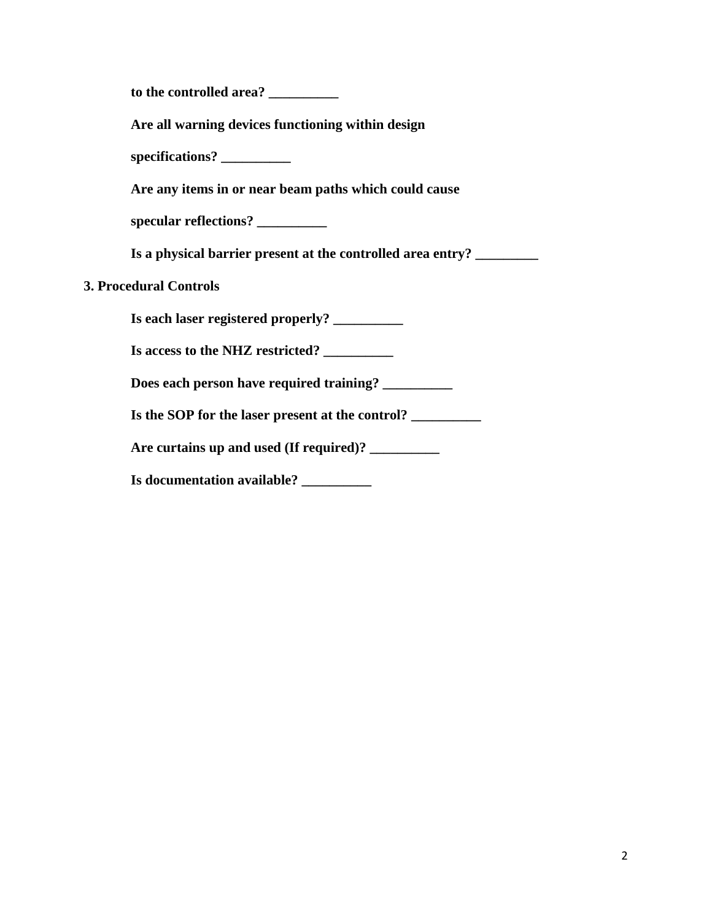**to the controlled area? __________**

**Are all warning devices functioning within design specifications? __________**

**Are any items in or near beam paths which could cause specular reflections? __________**

**Is a physical barrier present at the controlled area entry? _________**

**3. Procedural Controls**

**Is each laser registered properly? __________**

**Is access to the NHZ restricted? __________**

**Does each person have required training? __________**

**Is the SOP for the laser present at the control? __________**

**Are curtains up and used (If required)? __________**

**Is documentation available? __________**